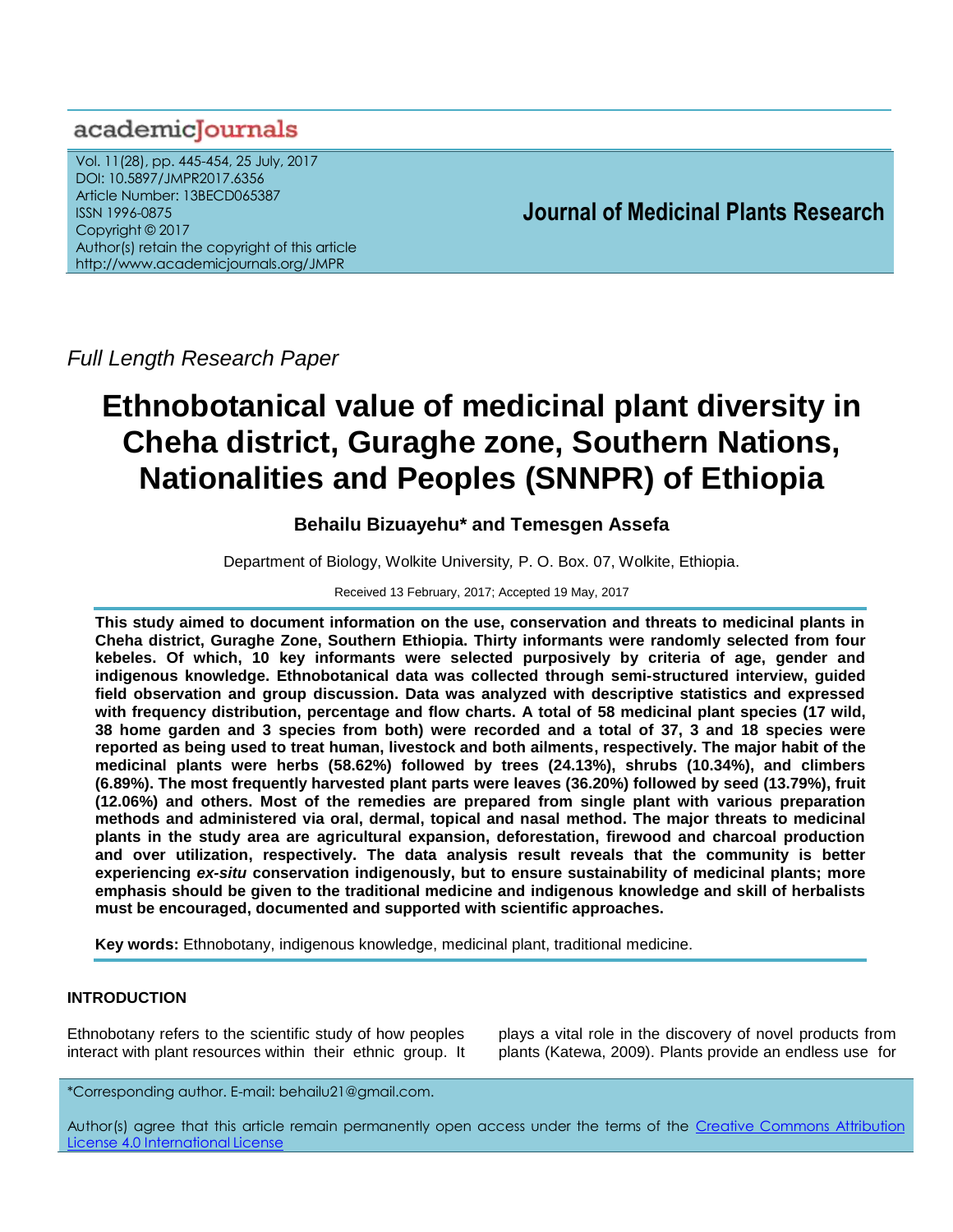Full Length Research Paper

# Ethnobotanical value of medicinal plant diversity in Cheha district, Guraghe zone, Southern Nations, Nationalities and Peoples (SNNPR) of Ethiopia

**Behailu Bizuayehu* and Temesgen Assefa**

Department of Biology, Wolkite University, P. O. Box. 07, Wolkite, Ethiopia.

Received 13 February, 2017; Accepted 19 May, 2017

**This study aimed to document information on the use, conservation and threats to medicinal plants in Cheha district, Guraghe Zone, Southern Ethiopia. Thirty informants were randomly selected from four kebeles. Of which, 10 key informants were selected purposively by criteria of age, gender and indigenous knowledge. Ethnobotanical data was collected through semi-structured interview, guided field observation and group discussion. Data was analyzed with descriptive statistics and expressed with frequency distribution, percentage and flow charts. A total of 58 medicinal plant species (17 wild, 38 home garden and 3 species from both) were recorded and a total of 37, 3 and 18 species were reported as being used to treat human, livestock and both ailments, respectively. The major habit of the medicinal plants were herbs (58.62%) followed by trees (24.13%), shrubs (10.34%), and climbers (6.89%). The most frequently harvested plant parts were leaves (36.20%) followed by seed (13.79%), fruit (12.06%) and others. Most of the remedies are prepared from single plant with various preparation methods and administered via oral, dermal, topical and nasal method. The major threats to medicinal plants in the study area are agricultural expansion, deforestation, firewood and charcoal production and over utilization, respectively. The data analysis result reveals that the community is better experiencing *ex-situ* conservation indigenously, but to ensure sustainability of medicinal plants; more emphasis should be given to the traditional medicine and indigenous knowledge and skill of herbalists must be encouraged, documented and supported with scientific approaches.**

**Key words:** Ethnobotany, indigenous knowledge, medicinal plant, traditional medicine.

## INTRODUCTION

Ethnobotany refers to the scientific study of how peoples interact with plant resources within their ethnic group. It plays a vital role in the discovery of novel products from plants (Katewa, 2009). Plants provide an endless use for

*Corresponding author. E-mail: behailu21@gmail.com.

Author(s) agree that this article remain permanently open access under the terms of the Creative Commons Attribution License 4.0 International License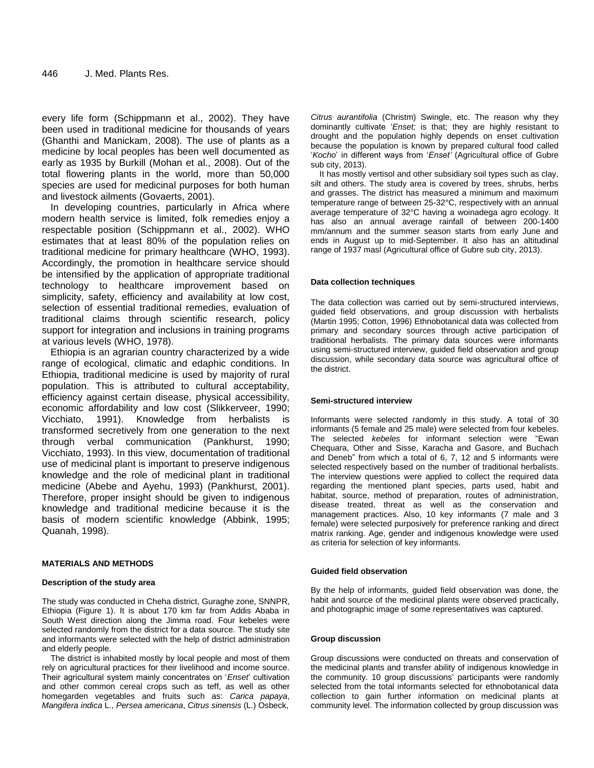every life form (Schippmann et al., 2002). They have been used in traditional medicine for thousands of years (Ghanthi and Manickam, 2008). The use of plants as a medicine by local peoples has been well documented as early as 1935 by Burkill (Mohan et al., 2008). Out of the total flowering plants in the world, more than 50,000 species are used for medicinal purposes for both human and livestock ailments (Govaerts, 2001).

In developing countries, particularly in Africa where modern health service is limited, folk remedies enjoy a respectable position (Schippmann et al., 2002). WHO estimates that at least 80% of the population relies on traditional medicine for primary healthcare (WHO, 1993). Accordingly, the promotion in healthcare service should be intensified by the application of appropriate traditional technology to healthcare improvement based on simplicity, safety, efficiency and availability at low cost, selection of essential traditional remedies, evaluation of traditional claims through scientific research, policy support for integration and inclusions in training programs at various levels (WHO, 1978).

Ethiopia is an agrarian country characterized by a wide range of ecological, climatic and edaphic conditions. In Ethiopia, traditional medicine is used by majority of rural population. This is attributed to cultural acceptability, efficiency against certain disease, physical accessibility, economic affordability and low cost (Slikkerveer, 1990; Vicchiato, 1991). Knowledge from herbalists is transformed secretively from one generation to the next through verbal communication (Pankhurst, 1990; Vicchiato, 1993). In this view, documentation of traditional use of medicinal plant is important to preserve indigenous knowledge and the role of medicinal plant in traditional medicine (Abebe and Ayehu, 1993) (Pankhurst, 2001). Therefore, proper insight should be given to indigenous knowledge and traditional medicine because it is the basis of modern scientific knowledge (Abbink, 1995; Quanah, 1998).

## MATERIALS AND METHODS

### Description of the study area

The study was conducted in Cheha district, Guraghe zone, SNNPR, Ethiopia (Figure 1). It is about 170 km far from Addis Ababa in South West direction along the Jimma road. Four kebeles were selected randomly from the district for a data source. The study site and informants were selected with the help of district administration and elderly people.

The district is inhabited mostly by local people and most of them rely on agricultural practices for their livelihood and income source. Their agricultural system mainly concentrates on '*Enset*' cultivation and other common cereal crops such as teff, as well as other homegarden vegetables and fruits such as: *Carica papaya*, *Mangifera indica* L., *Persea americana*, *Citrus sinensis* (L.) Osbeck, *Citrus aurantifolia* (Christm) Swingle, etc. The reason why they dominantly cultivate '*Enset;* is that; they are highly resistant to drought and the population highly depends on enset cultivation because the population is known by prepared cultural food called '*Kocho*' in different ways from '*Enset'* (Agricultural office of Gubre sub city, 2013).

It has mostly vertisol and other subsidiary soil types such as clay, silt and others. The study area is covered by trees, shrubs, herbs and grasses. The district has measured a minimum and maximum temperature range of between 25-32°C, respectively with an annual average temperature of 32°C having a woinadega agro ecology. It has also an annual average rainfall of between 200-1400 mm/annum and the summer season starts from early June and ends in August up to mid-September. It also has an altitudinal range of 1937 masl (Agricultural office of Gubre sub city, 2013).

### Data collection techniques

The data collection was carried out by semi-structured interviews, guided field observations, and group discussion with herbalists (Martin 1995; Cotton, 1996) Ethnobotanical data was collected from primary and secondary sources through active participation of traditional herbalists. The primary data sources were informants using semi-structured interview, guided field observation and group discussion, while secondary data source was agricultural office of the district.

### Semi-structured interview

Informants were selected randomly in this study. A total of 30 informants (5 female and 25 male) were selected from four kebeles. The selected *kebeles* for informant selection were "Ewan Chequara, Other and Sisse, Karacha and Gasore, and Buchach and Deneb" from which a total of 6, 7, 12 and 5 informants were selected respectively based on the number of traditional herbalists. The interview questions were applied to collect the required data regarding the mentioned plant species, parts used, habit and habitat, source, method of preparation, routes of administration, disease treated, threat as well as the conservation and management practices. Also, 10 key informants (7 male and 3 female) were selected purposively for preference ranking and direct matrix ranking. Age, gender and indigenous knowledge were used as criteria for selection of key informants.

### Guided field observation

By the help of informants, guided field observation was done, the habit and source of the medicinal plants were observed practically, and photographic image of some representatives was captured.

### Group discussion

Group discussions were conducted on threats and conservation of the medicinal plants and transfer ability of indigenous knowledge in the community. 10 group discussions' participants were randomly selected from the total informants selected for ethnobotanical data collection to gain further information on medicinal plants at community level. The information collected by group discussion was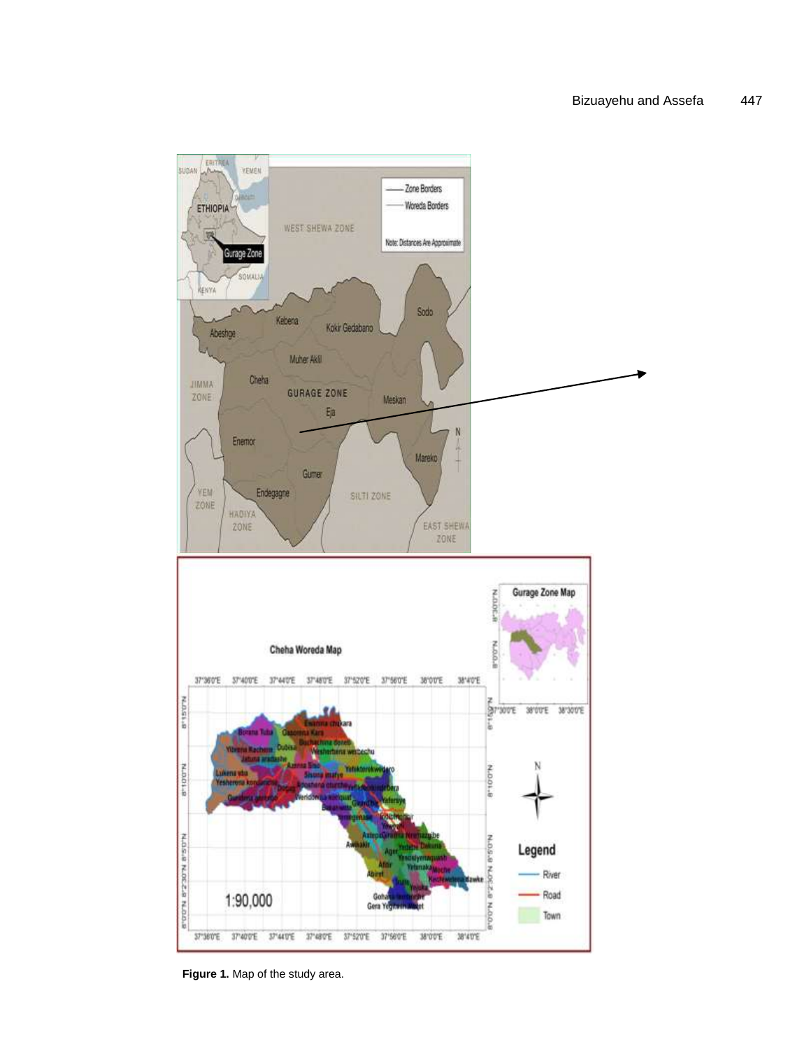**Figure 1.** Map of the study area.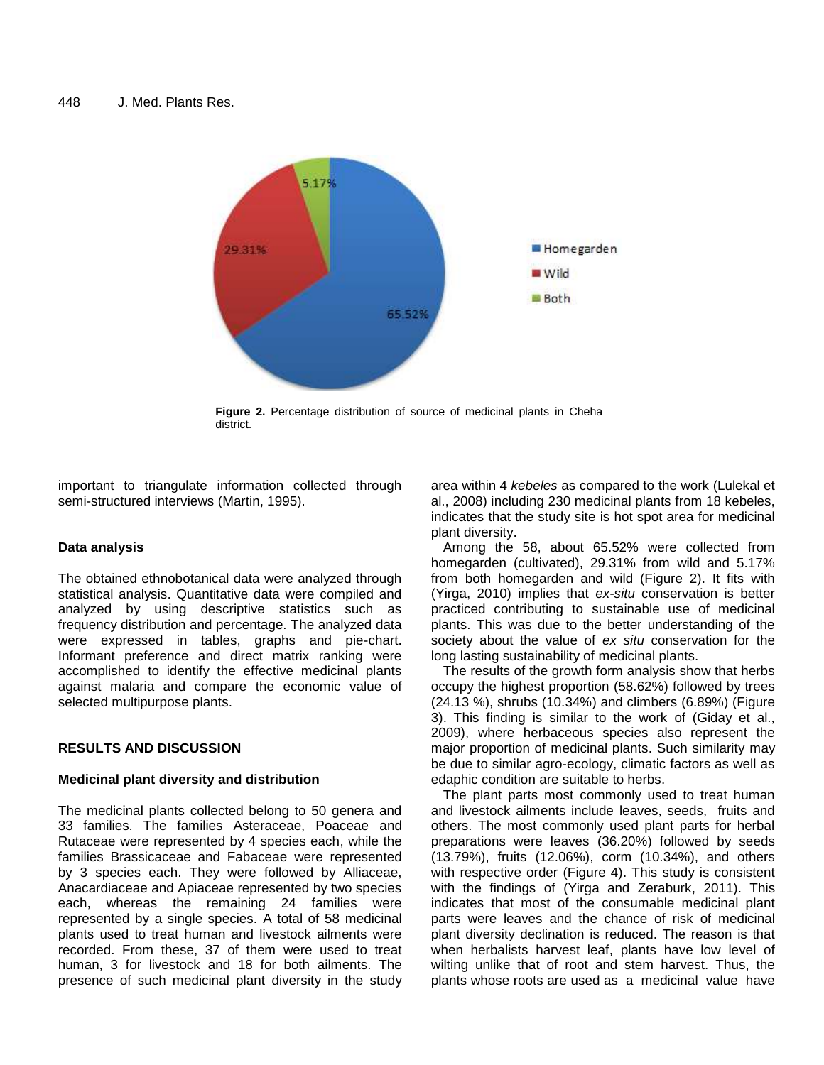Figure 2. Percentage distribution of source of medicinal plants in Cheha district.

important to triangulate information collected through semi-structured interviews (Martin, 1995).

### Data analysis

The obtained ethnobotanical data were analyzed through statistical analysis. Quantitative data were compiled and analyzed by using descriptive statistics such as frequency distribution and percentage. The analyzed data were expressed in tables, graphs and pie-chart. Informant preference and direct matrix ranking were accomplished to identify the effective medicinal plants against malaria and compare the economic value of selected multipurpose plants.

## RESULTS AND DISCUSSION

### Medicinal plant diversity and distribution

The medicinal plants collected belong to 50 genera and 33 families. The families Asteraceae, Poaceae and Rutaceae were represented by 4 species each, while the families Brassicaceae and Fabaceae were represented by 3 species each. They were followed by Alliaceae, Anacardiaceae and Apiaceae represented by two species each, whereas the remaining 24 families were represented by a single species. A total of 58 medicinal plants used to treat human and livestock ailments were recorded. From these, 37 of them were used to treat human, 3 for livestock and 18 for both ailments. The presence of such medicinal plant diversity in the study area within 4 *kebeles* as compared to the work (Lulekal et al., 2008) including 230 medicinal plants from 18 kebeles, indicates that the study site is hot spot area for medicinal plant diversity.

Among the 58, about 65.52% were collected from homegarden (cultivated), 29.31% from wild and 5.17% from both homegarden and wild (Figure 2). It fits with (Yirga, 2010) implies that *ex-situ* conservation is better practiced contributing to sustainable use of medicinal plants. This was due to the better understanding of the society about the value of *ex situ* conservation for the long lasting sustainability of medicinal plants.

The results of the growth form analysis show that herbs occupy the highest proportion (58.62%) followed by trees (24.13 %), shrubs (10.34%) and climbers (6.89%) (Figure 3). This finding is similar to the work of (Giday et al., 2009), where herbaceous species also represent the major proportion of medicinal plants. Such similarity may be due to similar agro-ecology, climatic factors as well as edaphic condition are suitable to herbs.

The plant parts most commonly used to treat human and livestock ailments include leaves, seeds, fruits and others. The most commonly used plant parts for herbal preparations were leaves (36.20%) followed by seeds (13.79%), fruits (12.06%), corm (10.34%), and others with respective order (Figure 4). This study is consistent with the findings of (Yirga and Zeraburk, 2011). This indicates that most of the consumable medicinal plant parts were leaves and the chance of risk of medicinal plant diversity declination is reduced. The reason is that when herbalists harvest leaf, plants have low level of wilting unlike that of root and stem harvest. Thus, the plants whose roots are used as a medicinal value have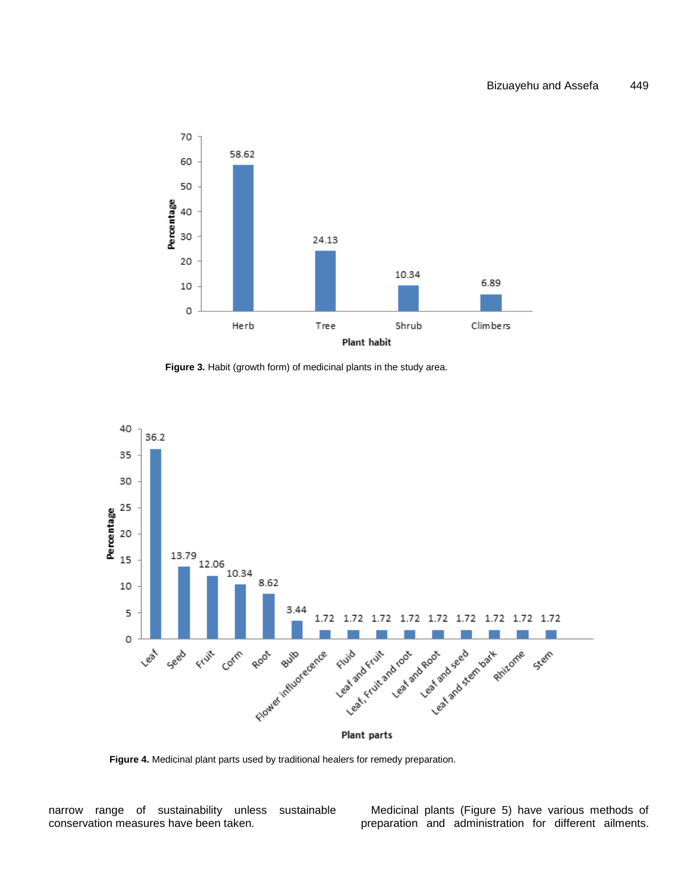Figure 3. Habit (growth form) of medicinal plants in the study area.

Figure 4. Medicinal plant parts used by traditional healers for remedy preparation.

narrow range of sustainability unless sustainable conservation measures have been taken.

Medicinal plants (Figure 5) have various methods of preparation and administration for different ailments.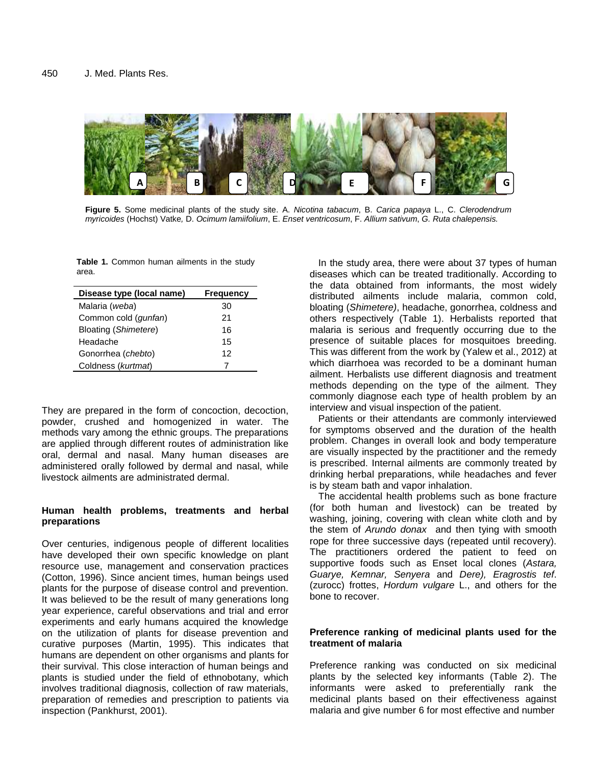Figure 5. Some medicinal plants of the study site. A. *Nicotina tabacum*, B. *Carica papaya* L., C. *Clerodendrum myricoides* (Hochst) Vatke*,* D. *Ocimum lamiifolium*, E. *Enset ventricosum*, F. *Allium sativum*, *G. Ruta chalepensis.*

**Table 1.** Common human ailments in the study area.

| Disease type (local name) | Frequency |
|---|---|
| Malaria (*weba*) | 30 |
| Common cold (*gunfan*) | 21 |
| Bloating (*Shimetere*) | 16 |
| Headache | 15 |
| Gonorrhea (*chebto*) | 12 |
| Coldness (*kurtmat*) | 7 |

They are prepared in the form of concoction, decoction, powder, crushed and homogenized in water. The methods vary among the ethnic groups. The preparations are applied through different routes of administration like oral, dermal and nasal. Many human diseases are administered orally followed by dermal and nasal, while livestock ailments are administrated dermal.

### Human health problems, treatments and herbal preparations

Over centuries, indigenous people of different localities have developed their own specific knowledge on plant resource use, management and conservation practices (Cotton, 1996). Since ancient times, human beings used plants for the purpose of disease control and prevention. It was believed to be the result of many generations long year experience, careful observations and trial and error experiments and early humans acquired the knowledge on the utilization of plants for disease prevention and curative purposes (Martin, 1995). This indicates that humans are dependent on other organisms and plants for their survival. This close interaction of human beings and plants is studied under the field of ethnobotany, which involves traditional diagnosis, collection of raw materials, preparation of remedies and prescription to patients via inspection (Pankhurst, 2001).

In the study area, there were about 37 types of human diseases which can be treated traditionally. According to the data obtained from informants, the most widely distributed ailments include malaria, common cold, bloating (*Shimetere)*, headache, gonorrhea, coldness and others respectively (Table 1). Herbalists reported that malaria is serious and frequently occurring due to the presence of suitable places for mosquitoes breeding. This was different from the work by (Yalew et al., 2012) at which diarrhoea was recorded to be a dominant human ailment. Herbalists use different diagnosis and treatment methods depending on the type of the ailment. They commonly diagnose each type of health problem by an interview and visual inspection of the patient.

Patients or their attendants are commonly interviewed for symptoms observed and the duration of the health problem. Changes in overall look and body temperature are visually inspected by the practitioner and the remedy is prescribed. Internal ailments are commonly treated by drinking herbal preparations, while headaches and fever is by steam bath and vapor inhalation.

The accidental health problems such as bone fracture (for both human and livestock) can be treated by washing, joining, covering with clean white cloth and by the stem of *Arundo donax* and then tying with smooth rope for three successive days (repeated until recovery). The practitioners ordered the patient to feed on supportive foods such as Enset local clones (*Astara, Guarye, Kemnar, Senyera* and *Dere), Eragrostis tef*. (zurocc) frottes, *Hordum vulgare* L., and others for the bone to recover.

### Preference ranking of medicinal plants used for the treatment of malaria

Preference ranking was conducted on six medicinal plants by the selected key informants (Table 2). The informants were asked to preferentially rank the medicinal plants based on their effectiveness against malaria and give number 6 for most effective and number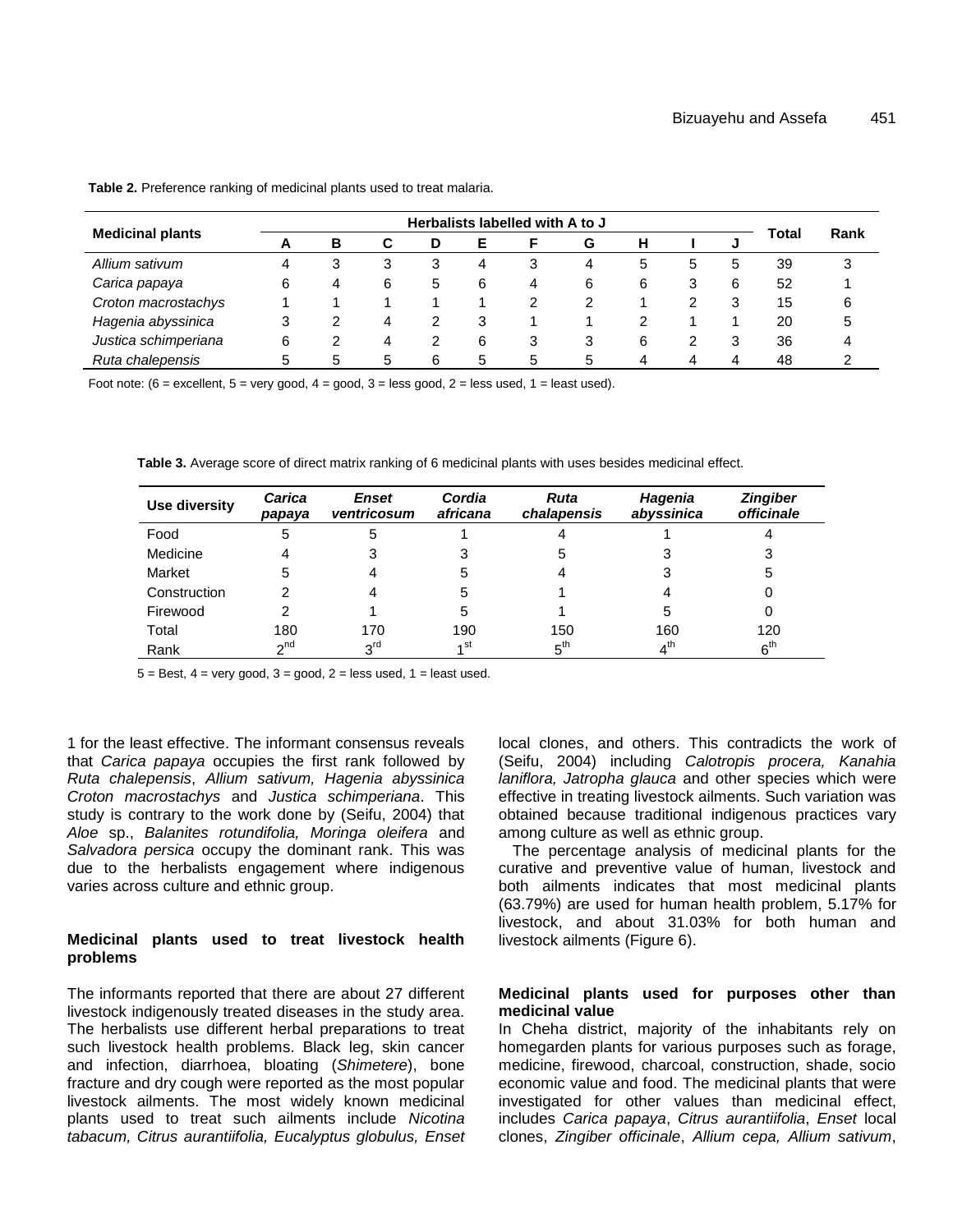**Table 2.** Preference ranking of medicinal plants used to treat malaria.

| Medicinal plants | Herbalists labelled with A to J | | | | | | | | | | Total | Rank |
|---|---|---|---|---|---|---|---|---|---|---|---|---|
| | A | B | C | D | E | F | G | H | I | J | | |
| *Allium sativum* | 4 | 3 | 3 | 3 | 4 | 3 | 4 | 5 | 5 | 5 | 39 | 3 |
| *Carica papaya* | 6 | 4 | 6 | 5 | 6 | 4 | 6 | 6 | 3 | 6 | 52 | 1 |
| *Croton macrostachys* | 1 | 1 | 1 | 1 | 1 | 2 | 2 | 1 | 2 | 3 | 15 | 6 |
| *Hagenia abyssinica* | 3 | 2 | 4 | 2 | 3 | 1 | 1 | 2 | 1 | 1 | 20 | 5 |
| *Justica schimperiana* | 6 | 2 | 4 | 2 | 6 | 3 | 3 | 6 | 2 | 3 | 36 | 4 |
| *Ruta chalepensis* | 5 | 5 | 5 | 6 | 5 | 5 | 5 | 4 | 4 | 4 | 48 | 2 |

Foot note: (6 = excellent, 5 = very good, 4 = good, 3 = less good, 2 = less used, 1 = least used).

**Table 3.** Average score of direct matrix ranking of 6 medicinal plants with uses besides medicinal effect.

| Use diversity | *Carica papaya* | *Enset ventricosum* | *Cordia africana* | *Ruta chalapensis* | *Hagenia abyssinica* | *Zingiber officinale* |
|---|---|---|---|---|---|---|
| Food | 5 | 5 | 1 | 4 | 1 | 4 |
| Medicine | 4 | 3 | 3 | 5 | 3 | 3 |
| Market | 5 | 4 | 5 | 4 | 3 | 5 |
| Construction | 2 | 4 | 5 | 1 | 4 | 0 |
| Firewood | 2 | 1 | 5 | 1 | 5 | 0 |
| Total | 180 | 170 | 190 | 150 | 160 | 120 |
| Rank | 2nd | 3rd | 1st | 5th | 4th | 6th |

5 = Best, 4 = very good, 3 = good, 2 = less used, 1 = least used.

1 for the least effective. The informant consensus reveals that *Carica papaya* occupies the first rank followed by *Ruta chalepensis*, *Allium sativum, Hagenia abyssinica Croton macrostachys* and *Justica schimperiana*. This study is contrary to the work done by (Seifu, 2004) that *Aloe* sp., *Balanites rotundifolia, Moringa oleifera* and *Salvadora persica* occupy the dominant rank. This was due to the herbalists engagement where indigenous varies across culture and ethnic group.

### Medicinal plants used to treat livestock health problems

The informants reported that there are about 27 different livestock indigenously treated diseases in the study area. The herbalists use different herbal preparations to treat such livestock health problems. Black leg, skin cancer and infection, diarrhoea, bloating (*Shimetere*), bone fracture and dry cough were reported as the most popular livestock ailments. The most widely known medicinal plants used to treat such ailments include *Nicotina tabacum, Citrus aurantiifolia, Eucalyptus globulus, Enset* local clones, and others. This contradicts the work of (Seifu, 2004) including *Calotropis procera, Kanahia laniflora, Jatropha glauca* and other species which were effective in treating livestock ailments. Such variation was obtained because traditional indigenous practices vary among culture as well as ethnic group.

The percentage analysis of medicinal plants for the curative and preventive value of human, livestock and both ailments indicates that most medicinal plants (63.79%) are used for human health problem, 5.17% for livestock, and about 31.03% for both human and livestock ailments (Figure 6).

### Medicinal plants used for purposes other than medicinal value

In Cheha district, majority of the inhabitants rely on homegarden plants for various purposes such as forage, medicine, firewood, charcoal, construction, shade, socio economic value and food. The medicinal plants that were investigated for other values than medicinal effect, includes *Carica papaya*, *Citrus aurantiifolia*, *Enset* local clones, *Zingiber officinale*, *Allium cepa, Allium sativum*,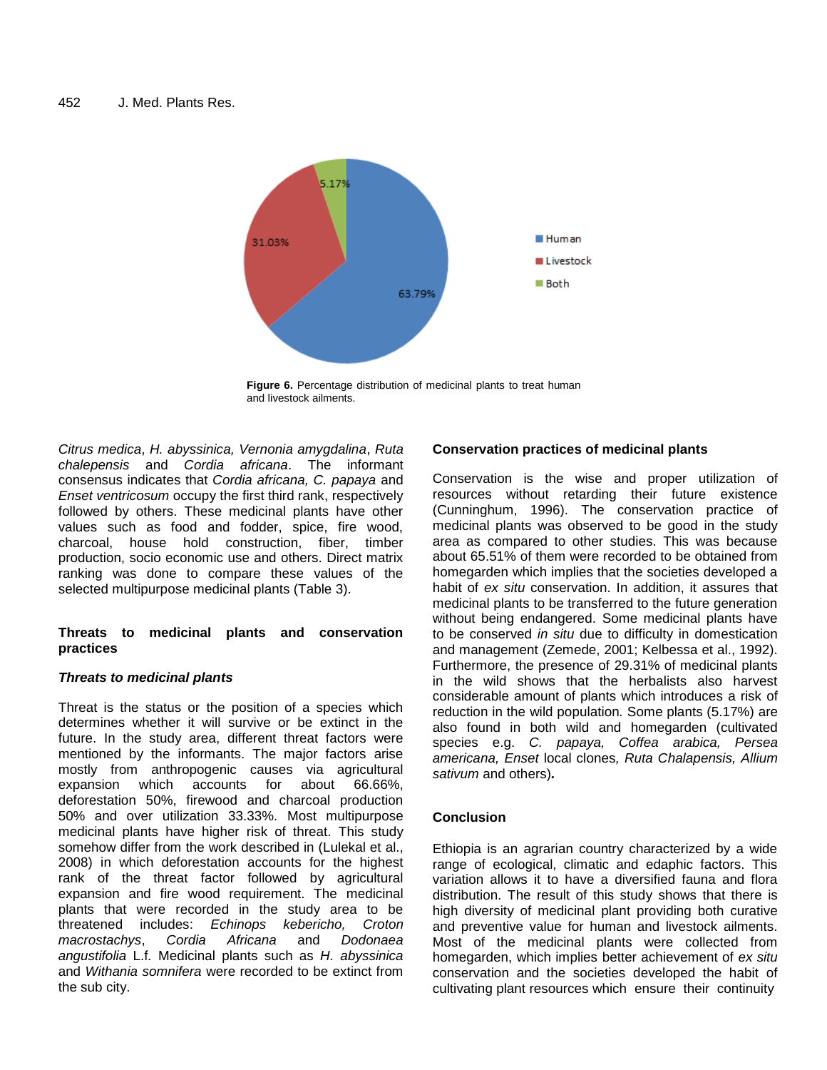Figure 6. Percentage distribution of medicinal plants to treat human and livestock ailments.

*Citrus medica*, *H. abyssinica, Vernonia amygdalina*, *Ruta chalepensis* and *Cordia africana*. The informant consensus indicates that *Cordia africana, C. papaya* and *Enset ventricosum* occupy the first third rank, respectively followed by others. These medicinal plants have other values such as food and fodder, spice, fire wood, charcoal, house hold construction, fiber, timber production, socio economic use and others. Direct matrix ranking was done to compare these values of the selected multipurpose medicinal plants (Table 3).

## Threats to medicinal plants and conservation practices

### *Threats to medicinal plants*

Threat is the status or the position of a species which determines whether it will survive or be extinct in the future. In the study area, different threat factors were mentioned by the informants. The major factors arise mostly from anthropogenic causes via agricultural expansion which accounts for about 66.66%, deforestation 50%, firewood and charcoal production 50% and over utilization 33.33%. Most multipurpose medicinal plants have higher risk of threat. This study somehow differ from the work described in (Lulekal et al., 2008) in which deforestation accounts for the highest rank of the threat factor followed by agricultural expansion and fire wood requirement. The medicinal plants that were recorded in the study area to be threatened includes: *Echinops kebericho, Croton macrostachys*, *Cordia Africana* and *Dodonaea angustifolia* L.f. Medicinal plants such as *H. abyssinica* and *Withania somnifera* were recorded to be extinct from the sub city.

### Conservation practices of medicinal plants

Conservation is the wise and proper utilization of resources without retarding their future existence (Cunninghum, 1996). The conservation practice of medicinal plants was observed to be good in the study area as compared to other studies. This was because about 65.51% of them were recorded to be obtained from homegarden which implies that the societies developed a habit of *ex situ* conservation. In addition, it assures that medicinal plants to be transferred to the future generation without being endangered. Some medicinal plants have to be conserved *in situ* due to difficulty in domestication and management (Zemede, 2001; Kelbessa et al., 1992). Furthermore, the presence of 29.31% of medicinal plants in the wild shows that the herbalists also harvest considerable amount of plants which introduces a risk of reduction in the wild population. Some plants (5.17%) are also found in both wild and homegarden (cultivated species e.g. *C. papaya, Coffea arabica, Persea americana, Enset* local clones*, Ruta Chalapensis, Allium sativum* and others)**.**

## Conclusion

Ethiopia is an agrarian country characterized by a wide range of ecological, climatic and edaphic factors. This variation allows it to have a diversified fauna and flora distribution. The result of this study shows that there is high diversity of medicinal plant providing both curative and preventive value for human and livestock ailments. Most of the medicinal plants were collected from homegarden, which implies better achievement of *ex situ* conservation and the societies developed the habit of cultivating plant resources which ensure their continuity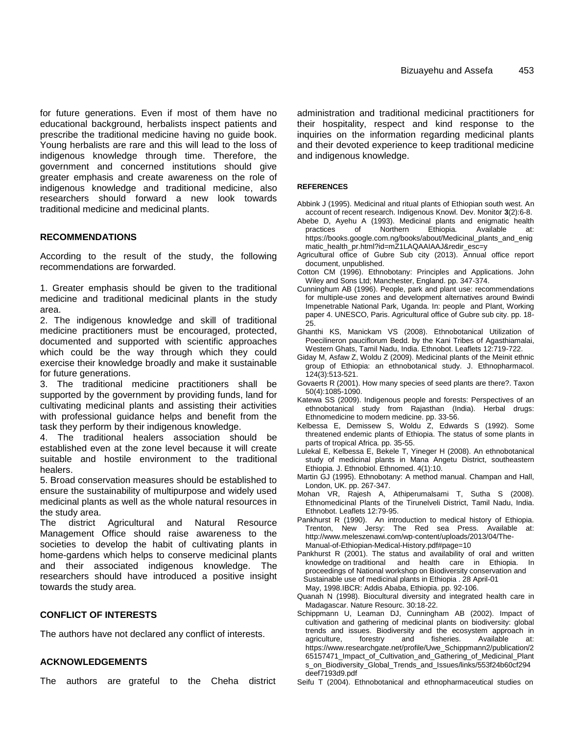for future generations. Even if most of them have no educational background, herbalists inspect patients and prescribe the traditional medicine having no guide book. Young herbalists are rare and this will lead to the loss of indigenous knowledge through time. Therefore, the government and concerned institutions should give greater emphasis and create awareness on the role of indigenous knowledge and traditional medicine, also researchers should forward a new look towards traditional medicine and medicinal plants.

## RECOMMENDATIONS

According to the result of the study, the following recommendations are forwarded.

1. Greater emphasis should be given to the traditional medicine and traditional medicinal plants in the study area.
2. The indigenous knowledge and skill of traditional medicine practitioners must be encouraged, protected, documented and supported with scientific approaches which could be the way through which they could exercise their knowledge broadly and make it sustainable for future generations.
3. The traditional medicine practitioners shall be supported by the government by providing funds, land for cultivating medicinal plants and assisting their activities with professional guidance helps and benefit from the task they perform by their indigenous knowledge.
4. The traditional healers association should be established even at the zone level because it will create suitable and hostile environment to the traditional healers.
5. Broad conservation measures should be established to ensure the sustainability of multipurpose and widely used medicinal plants as well as the whole natural resources in the study area.

The district Agricultural and Natural Resource Management Office should raise awareness to the societies to develop the habit of cultivating plants in home-gardens which helps to conserve medicinal plants and their associated indigenous knowledge. The researchers should have introduced a positive insight towards the study area.

## CONFLICT OF INTERESTS

The authors have not declared any conflict of interests.

## ACKNOWLEDGEMENTS

The authors are grateful to the Cheha district administration and traditional medicinal practitioners for their hospitality, respect and kind response to the inquiries on the information regarding medicinal plants and their devoted experience to keep traditional medicine and indigenous knowledge.

## REFERENCES

Abbink J (1995). Medicinal and ritual plants of Ethiopian south west. An account of recent research. Indigenous Knowl. Dev. Monitor **3**(2):6-8.

Abebe D, Ayehu A (1993). Medicinal plants and enigmatic health practices of Northern Ethiopia. Available at: https://books.google.com.ng/books/about/Medicinal_plants_and_enigmatic_health_pr.html?id=mZ1LAQAAIAAJ&redir_esc=y

Agricultural office of Gubre Sub city (2013). Annual office report document, unpublished.

Cotton CM (1996). Ethnobotany: Principles and Applications. John Wiley and Sons Ltd; Manchester, England. pp. 347-374.

Cunninghum AB (1996). People, park and plant use: recommendations for multiple-use zones and development alternatives around Bwindi Impenetrable National Park, Uganda. In: people and Plant, Working paper 4. UNESCO, Paris. Agricultural office of Gubre sub city. pp. 18-25.

Ghanthi KS, Manickam VS (2008). Ethnobotanical Utilization of Poecilineron pauciflorum Bedd. by the Kani Tribes of Agasthiamalai, Western Ghats, Tamil Nadu, India. Ethnobot. Leaflets 12:719-722.

Giday M, Asfaw Z, Woldu Z (2009). Medicinal plants of the Meinit ethnic group of Ethiopia: an ethnobotanical study. J. Ethnopharmacol. 124(3):513-521.

Govaerts R (2001). How many species of seed plants are there?. Taxon 50(4):1085-1090.

Katewa SS (2009). Indigenous people and forests: Perspectives of an ethnobotanical study from Rajasthan (India). Herbal drugs: Ethnomedicine to modern medicine. pp. 33-56.

Kelbessa E, Demissew S, Woldu Z, Edwards S (1992). Some threatened endemic plants of Ethiopia. The status of some plants in parts of tropical Africa. pp. 35-55.

Lulekal E, Kelbessa E, Bekele T, Yineger H (2008). An ethnobotanical study of medicinal plants in Mana Angetu District, southeastern Ethiopia. J. Ethnobiol. Ethnomed. 4(1):10.

Martin GJ (1995). Ethnobotany: A method manual. Champan and Hall, London, UK. pp. 267-347.

Mohan VR, Rajesh A, Athiperumalsami T, Sutha S (2008). Ethnomedicinal Plants of the Tirunelveli District, Tamil Nadu, India. Ethnobot. Leaflets 12:79-95.

Pankhurst R (1990). An introduction to medical history of Ethiopia. Trenton, New Jersy: The Red sea Press. Available at: http://www.meleszenawi.com/wp-content/uploads/2013/04/The-Manual-of-Ethiopian-Medical-History.pdf#page=10

Pankhurst R (2001). The status and availability of oral and written knowledge on traditional and health care in Ethiopia. In proceedings of National workshop on Biodiversity conservation and Sustainable use of medicinal plants in Ethiopia . 28 April-01 May, 1998.IBCR: Addis Ababa, Ethiopia. pp. 92-106.

Quanah N (1998). Biocultural diversity and integrated health care in Madagascar. Nature Resourc. 30:18-22.

Schippmann U, Leaman DJ, Cunningham AB (2002). Impact of cultivation and gathering of medicinal plants on biodiversity: global trends and issues. Biodiversity and the ecosystem approach in agriculture, forestry and fisheries. Available at: https://www.researchgate.net/profile/Uwe_Schippmann2/publication/265157471_Impact_of_Cultivation_and_Gathering_of_Medicinal_Plants_on_Biodiversity_Global_Trends_and_Issues/links/553f24b60cf294deef7193d9.pdf

Seifu T (2004). Ethnobotanical and ethnopharmaceutical studies on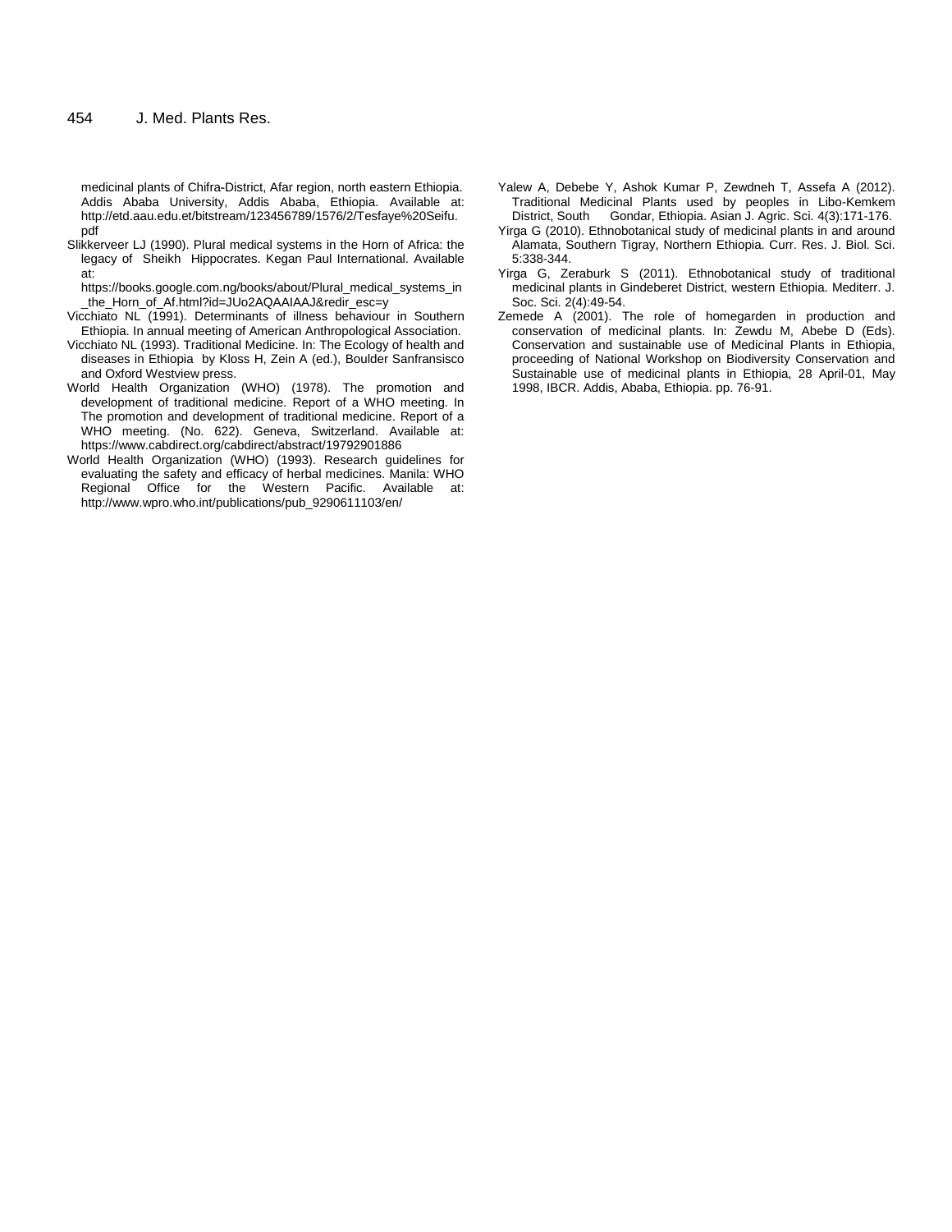medicinal plants of Chifra-District, Afar region, north eastern Ethiopia. Addis Ababa University, Addis Ababa, Ethiopia. Available at: http://etd.aau.edu.et/bitstream/123456789/1576/2/Tesfaye%20Seifu.pdf

Slikkerveer LJ (1990). Plural medical systems in the Horn of Africa: the legacy of Sheikh Hippocrates. Kegan Paul International. Available at: https://books.google.com.ng/books/about/Plural_medical_systems_in_the_Horn_of_Af.html?id=JUo2AQAAIAAJ&redir_esc=y

Vicchiato NL (1991). Determinants of illness behaviour in Southern Ethiopia. In annual meeting of American Anthropological Association.

Vicchiato NL (1993). Traditional Medicine. In: The Ecology of health and diseases in Ethiopia by Kloss H, Zein A (ed.), Boulder Sanfransisco and Oxford Westview press.

World Health Organization (WHO) (1978). The promotion and development of traditional medicine. Report of a WHO meeting. In The promotion and development of traditional medicine. Report of a WHO meeting. (No. 622). Geneva, Switzerland. Available at: https://www.cabdirect.org/cabdirect/abstract/19792901886

World Health Organization (WHO) (1993). Research guidelines for evaluating the safety and efficacy of herbal medicines. Manila: WHO Regional Office for the Western Pacific. Available at: http://www.wpro.who.int/publications/pub_9290611103/en/

Yalew A, Debebe Y, Ashok Kumar P, Zewdneh T, Assefa A (2012). Traditional Medicinal Plants used by peoples in Libo-Kemkem District, South Gondar, Ethiopia. Asian J. Agric. Sci. 4(3):171-176.

Yirga G (2010). Ethnobotanical study of medicinal plants in and around Alamata, Southern Tigray, Northern Ethiopia. Curr. Res. J. Biol. Sci. 5:338-344.

Yirga G, Zeraburk S (2011). Ethnobotanical study of traditional medicinal plants in Gindeberet District, western Ethiopia. Mediterr. J. Soc. Sci. 2(4):49-54.

Zemede A (2001). The role of homegarden in production and conservation of medicinal plants. In: Zewdu M, Abebe D (Eds). Conservation and sustainable use of Medicinal Plants in Ethiopia, proceeding of National Workshop on Biodiversity Conservation and Sustainable use of medicinal plants in Ethiopia, 28 April-01, May 1998, IBCR. Addis, Ababa, Ethiopia. pp. 76-91.